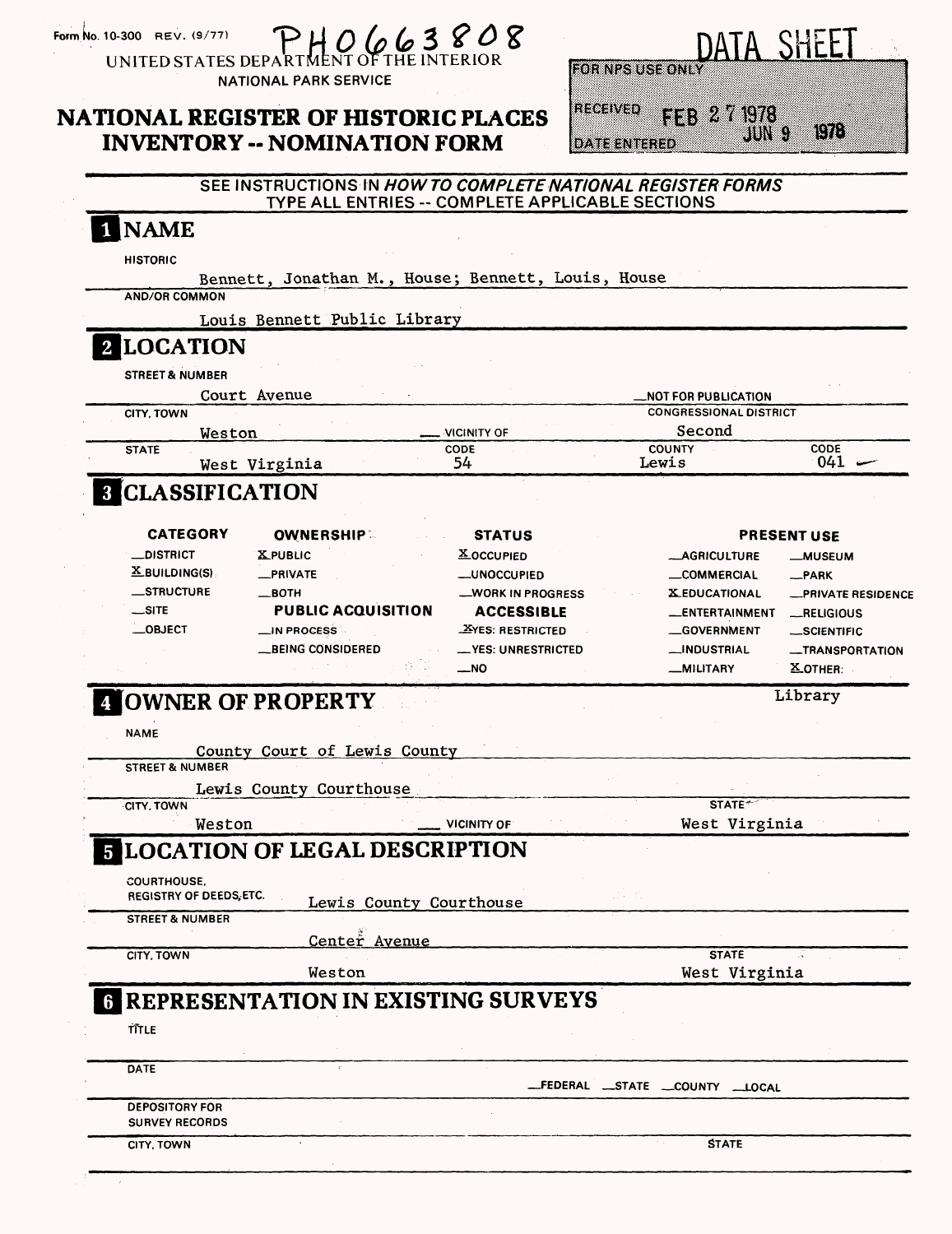Form No. 10-300 REV. (9/77)

PH0663808

UNITED STATES DEPARTMENT OF THE INTERIOR
NATIONAL PARK SERVICE

# NATIONAL REGISTER OF HISTORIC PLACES INVENTORY -- NOMINATION FORM

**DATA SHEET**

FOR NPS USE ONLY

RECEIVED FEB 27 1978

DATE ENTERED JUN 9 1978

SEE INSTRUCTIONS IN *HOW TO COMPLETE NATIONAL REGISTER FORMS*
TYPE ALL ENTRIES -- COMPLETE APPLICABLE SECTIONS

## 1 NAME

HISTORIC

Bennett, Jonathan M., House; Bennett, Louis, House

AND/OR COMMON

Louis Bennett Public Library

## 2 LOCATION

STREET & NUMBER

Court Avenue

__NOT FOR PUBLICATION

CITY, TOWN

Weston __ VICINITY OF

CONGRESSIONAL DISTRICT

Second

| STATE | CODE | COUNTY | CODE |
|---|---|---|---|
| West Virginia | 54 | Lewis | 041 |

## 3 CLASSIFICATION

| CATEGORY | OWNERSHIP | STATUS | PRESENT USE | |
|---|---|---|---|---|
| __DISTRICT | X PUBLIC | X OCCUPIED | __AGRICULTURE | __MUSEUM |
| X BUILDING(S) | __PRIVATE | __UNOCCUPIED | __COMMERCIAL | __PARK |
| __STRUCTURE | __BOTH | __WORK IN PROGRESS | X EDUCATIONAL | __PRIVATE RESIDENCE |
| __SITE | **PUBLIC ACQUISITION** | **ACCESSIBLE** | __ENTERTAINMENT | __RELIGIOUS |
| __OBJECT | __IN PROCESS | X YES: RESTRICTED | __GOVERNMENT | __SCIENTIFIC |
| | __BEING CONSIDERED | __YES: UNRESTRICTED | __INDUSTRIAL | __TRANSPORTATION |
| | | __NO | __MILITARY | X OTHER: Library |

## 4 OWNER OF PROPERTY

NAME

County Court of Lewis County

STREET & NUMBER

Lewis County Courthouse

CITY, TOWN

Weston __ VICINITY OF

STATE

West Virginia

## 5 LOCATION OF LEGAL DESCRIPTION

COURTHOUSE, REGISTRY OF DEEDS, ETC. Lewis County Courthouse

STREET & NUMBER

Center Avenue

CITY, TOWN

Weston

STATE

West Virginia

## 6 REPRESENTATION IN EXISTING SURVEYS

TITLE

DATE

__FEDERAL __STATE __COUNTY __LOCAL

DEPOSITORY FOR SURVEY RECORDS

CITY, TOWN

STATE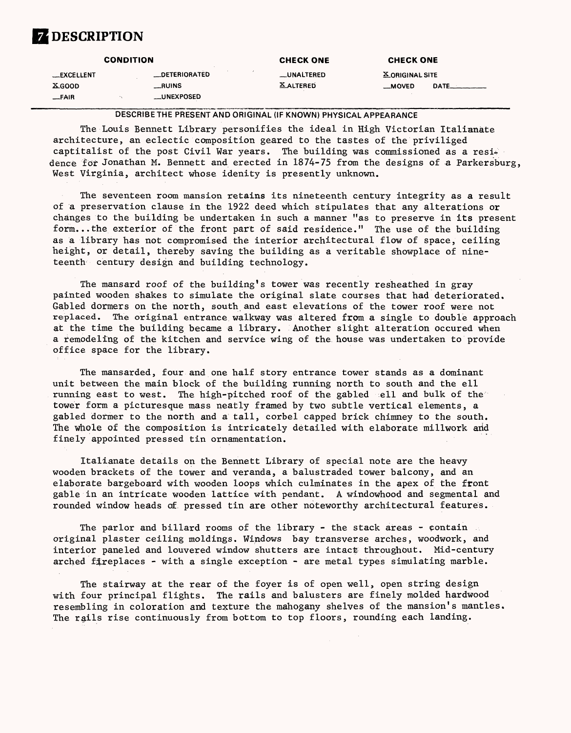# 7 DESCRIPTION

| CONDITION | | CHECK ONE | CHECK ONE |
|---|---|---|---|
| __EXCELLENT | __DETERIORATED | __UNALTERED | X ORIGINAL SITE |
| X GOOD | __RUINS | X ALTERED | __MOVED DATE______ |
| __FAIR | __UNEXPOSED | | |

**DESCRIBE THE PRESENT AND ORIGINAL (IF KNOWN) PHYSICAL APPEARANCE**

The Louis Bennett Library personifies the ideal in High Victorian Italianate architecture, an eclectic composition geared to the tastes of the priviliged captitalist of the post Civil War years. The building was commissioned as a residence for Jonathan M. Bennett and erected in 1874-75 from the designs of a Parkersburg, West Virginia, architect whose idenity is presently unknown.

The seventeen room mansion retains its nineteenth century integrity as a result of a preservation clause in the 1922 deed which stipulates that any alterations or changes to the building be undertaken in such a manner "as to preserve in its present form...the exterior of the front part of said residence." The use of the building as a library has not compromised the interior architectural flow of space, ceiling height, or detail, thereby saving the building as a veritable showplace of nineteenth century design and building technology.

The mansard roof of the building's tower was recently resheathed in gray painted wooden shakes to simulate the original slate courses that had deteriorated. Gabled dormers on the north, south and east elevations of the tower roof were not replaced. The original entrance walkway was altered from a single to double approach at the time the building became a library. Another slight alteration occured when a remodeling of the kitchen and service wing of the house was undertaken to provide office space for the library.

The mansarded, four and one half story entrance tower stands as a dominant unit between the main block of the building running north to south and the ell running east to west. The high-pitched roof of the gabled ell and bulk of the tower form a picturesque mass neatly framed by two subtle vertical elements, a gabled dormer to the north and a tall, corbel capped brick chimney to the south. The whole of the composition is intricately detailed with elaborate millwork and finely appointed pressed tin ornamentation.

Italianate details on the Bennett Library of special note are the heavy wooden brackets of the tower and veranda, a balustraded tower balcony, and an elaborate bargeboard with wooden loops which culminates in the apex of the front gable in an intricate wooden lattice with pendant. A windowhood and segmental and rounded window heads of pressed tin are other noteworthy architectural features.

The parlor and billard rooms of the library - the stack areas - contain original plaster ceiling moldings. Windows bay transverse arches, woodwork, and interior paneled and louvered window shutters are intact throughout. Mid-century arched fireplaces - with a single exception - are metal types simulating marble.

The stairway at the rear of the foyer is of open well, open string design with four principal flights. The rails and balusters are finely molded hardwood resembling in coloration and texture the mahogany shelves of the mansion's mantles. The rails rise continuously from bottom to top floors, rounding each landing.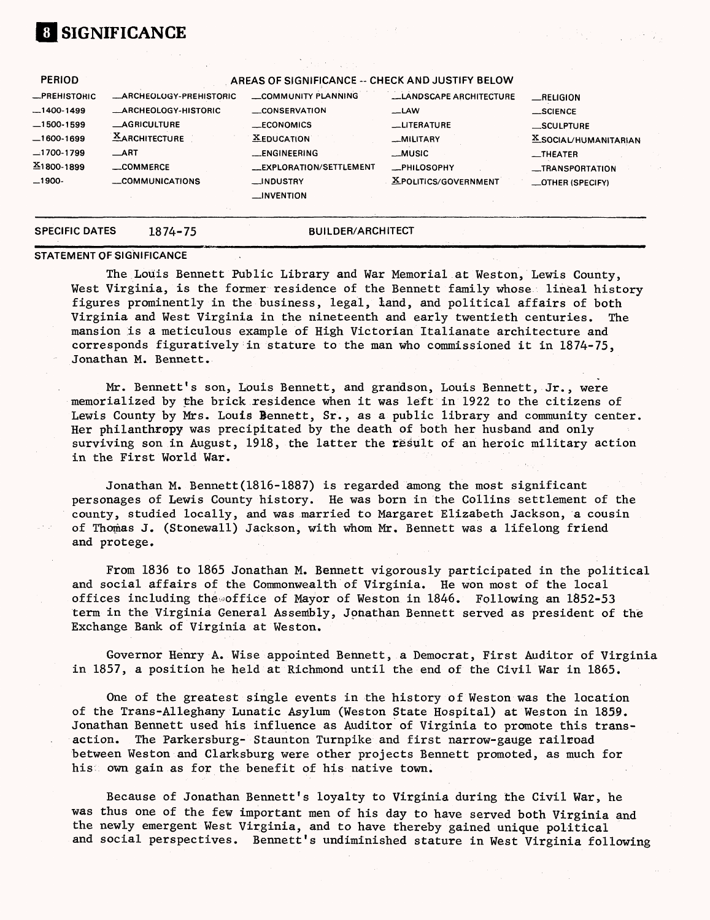# 8 SIGNIFICANCE

| PERIOD | AREAS OF SIGNIFICANCE -- CHECK AND JUSTIFY BELOW | | | |
|---|---|---|---|---|
| _PREHISTORIC | _ARCHEOLOGY-PREHISTORIC | _COMMUNITY PLANNING | _LANDSCAPE ARCHITECTURE | _RELIGION |
| _1400-1499 | _ARCHEOLOGY-HISTORIC | _CONSERVATION | _LAW | _SCIENCE |
| _1500-1599 | _AGRICULTURE | _ECONOMICS | _LITERATURE | _SCULPTURE |
| _1600-1699 | X ARCHITECTURE | X EDUCATION | _MILITARY | X SOCIAL/HUMANITARIAN |
| _1700-1799 | _ART | _ENGINEERING | _MUSIC | _THEATER |
| X 1800-1899 | _COMMERCE | _EXPLORATION/SETTLEMENT | _PHILOSOPHY | _TRANSPORTATION |
| _1900- | _COMMUNICATIONS | _INDUSTRY | X POLITICS/GOVERNMENT | _OTHER (SPECIFY) |
| | | _INVENTION | | |

**SPECIFIC DATES** 1874-75 **BUILDER/ARCHITECT**

**STATEMENT OF SIGNIFICANCE**

The Louis Bennett Public Library and War Memorial at Weston, Lewis County, West Virginia, is the former residence of the Bennett family whose lineal history figures prominently in the business, legal, land, and political affairs of both Virginia and West Virginia in the nineteenth and early twentieth centuries. The mansion is a meticulous example of High Victorian Italianate architecture and corresponds figuratively in stature to the man who commissioned it in 1874-75, Jonathan M. Bennett.

Mr. Bennett's son, Louis Bennett, and grandson, Louis Bennett, Jr., were memorialized by the brick residence when it was left in 1922 to the citizens of Lewis County by Mrs. Louis Bennett, Sr., as a public library and community center. Her philanthropy was precipitated by the death of both her husband and only surviving son in August, 1918, the latter the result of an heroic military action in the First World War.

Jonathan M. Bennett(1816-1887) is regarded among the most significant personages of Lewis County history. He was born in the Collins settlement of the county, studied locally, and was married to Margaret Elizabeth Jackson, a cousin of Thomas J. (Stonewall) Jackson, with whom Mr. Bennett was a lifelong friend and protege.

From 1836 to 1865 Jonathan M. Bennett vigorously participated in the political and social affairs of the Commonwealth of Virginia. He won most of the local offices including the office of Mayor of Weston in 1846. Following an 1852-53 term in the Virginia General Assembly, Jonathan Bennett served as president of the Exchange Bank of Virginia at Weston.

Governor Henry A. Wise appointed Bennett, a Democrat, First Auditor of Virginia in 1857, a position he held at Richmond until the end of the Civil War in 1865.

One of the greatest single events in the history of Weston was the location of the Trans-Alleghany Lunatic Asylum (Weston State Hospital) at Weston in 1859. Jonathan Bennett used his influence as Auditor of Virginia to promote this transaction. The Parkersburg- Staunton Turnpike and first narrow-gauge railroad between Weston and Clarksburg were other projects Bennett promoted, as much for his own gain as for the benefit of his native town.

Because of Jonathan Bennett's loyalty to Virginia during the Civil War, he was thus one of the few important men of his day to have served both Virginia and the newly emergent West Virginia, and to have thereby gained unique political and social perspectives. Bennett's undiminished stature in West Virginia following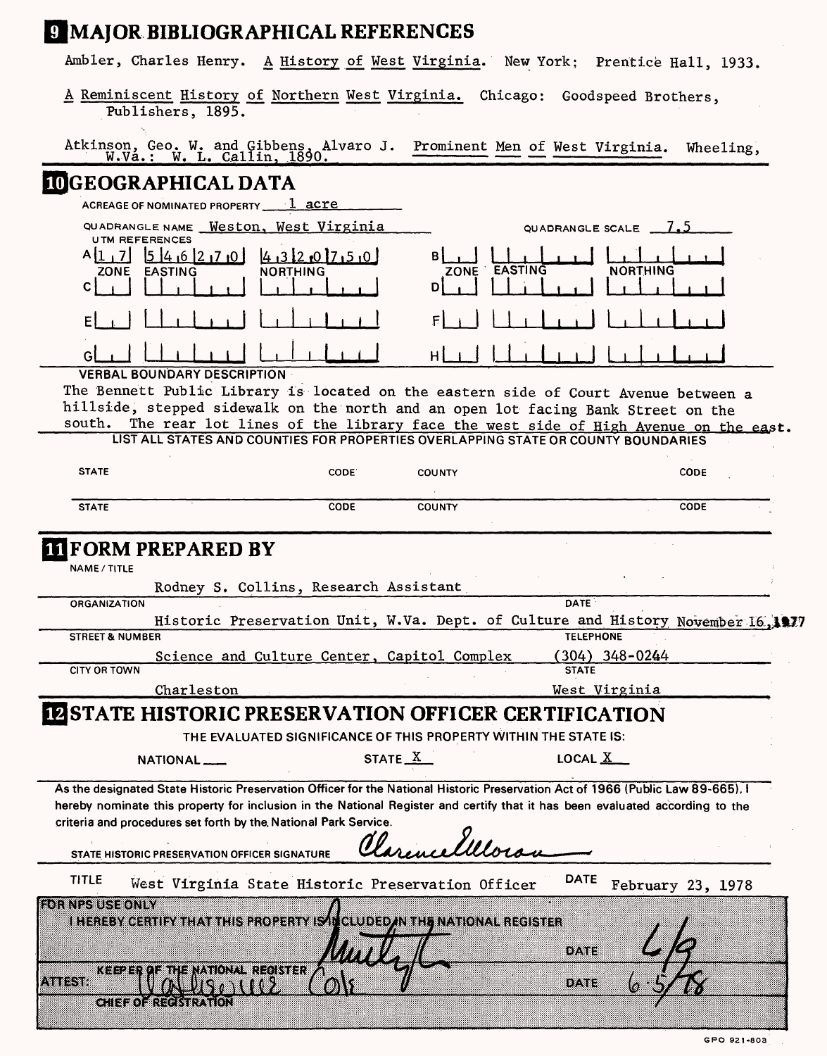# 9 MAJOR BIBLIOGRAPHICAL REFERENCES

Ambler, Charles Henry. A History of West Virginia. New York; Prentice Hall, 1933.

A Reminiscent History of Northern West Virginia. Chicago: Goodspeed Brothers, Publishers, 1895.

Atkinson, Geo. W. and Gibbens, Alvaro J. Prominent Men of West Virginia. Wheeling, W.Va.: W. L. Callin, 1890.

# 10 GEOGRAPHICAL DATA

ACREAGE OF NOMINATED PROPERTY 1 acre

QUADRANGLE NAME Weston, West Virginia

QUADRANGLE SCALE 7.5

UTM REFERENCES

| | ZONE | EASTING | NORTHING |
|---|---|---|---|
| A | 17 | 546270 | 4320750 |
| B | | | |
| C | | | |
| D | | | |
| E | | | |
| F | | | |
| G | | | |
| H | | | |

VERBAL BOUNDARY DESCRIPTION

The Bennett Public Library is located on the eastern side of Court Avenue between a hillside, stepped sidewalk on the north and an open lot facing Bank Street on the south. The rear lot lines of the library face the west side of High Avenue on the east.

LIST ALL STATES AND COUNTIES FOR PROPERTIES OVERLAPPING STATE OR COUNTY BOUNDARIES

| STATE | CODE | COUNTY | CODE |
|---|---|---|---|
| | | | |
| | | | |

# 11 FORM PREPARED BY

NAME / TITLE: Rodney S. Collins, Research Assistant

ORGANIZATION: Historic Preservation Unit, W.Va. Dept. of Culture and History

DATE: November 16, 1977

STREET & NUMBER: Science and Culture Center, Capitol Complex

TELEPHONE: (304) 348-0244

CITY OR TOWN: Charleston

STATE: West Virginia

# 12 STATE HISTORIC PRESERVATION OFFICER CERTIFICATION

THE EVALUATED SIGNIFICANCE OF THIS PROPERTY WITHIN THE STATE IS:

NATIONAL ___ STATE X LOCAL X

As the designated State Historic Preservation Officer for the National Historic Preservation Act of 1966 (Public Law 89-665), I hereby nominate this property for inclusion in the National Register and certify that it has been evaluated according to the criteria and procedures set forth by the National Park Service.

STATE HISTORIC PRESERVATION OFFICER SIGNATURE: Clarence Moran

TITLE: West Virginia State Historic Preservation Officer

DATE: February 23, 1978

FOR NPS USE ONLY

I HEREBY CERTIFY THAT THIS PROPERTY IS INCLUDED IN THE NATIONAL REGISTER

DATE: 6/9

KEEPER OF THE NATIONAL REGISTER

ATTEST: Valuene Cole

DATE: 6-5-78

CHIEF OF REGISTRATION

GPO 921-803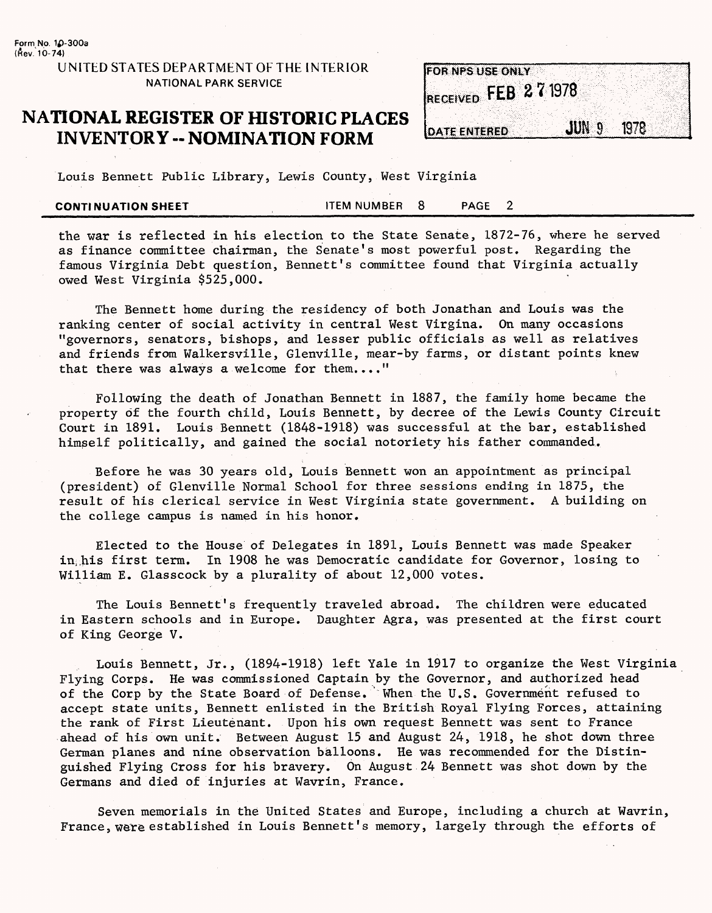Form No. 10-300a
(Rev. 10-74)

UNITED STATES DEPARTMENT OF THE INTERIOR
NATIONAL PARK SERVICE

# NATIONAL REGISTER OF HISTORIC PLACES INVENTORY -- NOMINATION FORM

| FOR NPS USE ONLY | |
| --- | --- |
| RECEIVED | FEB 27 1978 |
| DATE ENTERED | JUN 9 1978 |

Louis Bennett Public Library, Lewis County, West Virginia

**CONTINUATION SHEET** ITEM NUMBER 8 PAGE 2

the war is reflected in his election to the State Senate, 1872-76, where he served as finance committee chairman, the Senate's most powerful post. Regarding the famous Virginia Debt question, Bennett's committee found that Virginia actually owed West Virginia $525,000.

The Bennett home during the residency of both Jonathan and Louis was the ranking center of social activity in central West Virgina. On many occasions "governors, senators, bishops, and lesser public officials as well as relatives and friends from Walkersville, Glenville, mear-by farms, or distant points knew that there was always a welcome for them...."

Following the death of Jonathan Bennett in 1887, the family home became the property of the fourth child, Louis Bennett, by decree of the Lewis County Circuit Court in 1891. Louis Bennett (1848-1918) was successful at the bar, established himself politically, and gained the social notoriety his father commanded.

Before he was 30 years old, Louis Bennett won an appointment as principal (president) of Glenville Normal School for three sessions ending in 1875, the result of his clerical service in West Virginia state government. A building on the college campus is named in his honor.

Elected to the House of Delegates in 1891, Louis Bennett was made Speaker in his first term. In 1908 he was Democratic candidate for Governor, losing to William E. Glasscock by a plurality of about 12,000 votes.

The Louis Bennett's frequently traveled abroad. The children were educated in Eastern schools and in Europe. Daughter Agra, was presented at the first court of King George V.

Louis Bennett, Jr., (1894-1918) left Yale in 1917 to organize the West Virginia Flying Corps. He was commissioned Captain by the Governor, and authorized head of the Corp by the State Board of Defense. When the U.S. Government refused to accept state units, Bennett enlisted in the British Royal Flying Forces, attaining the rank of First Lieutenant. Upon his own request Bennett was sent to France ahead of his own unit. Between August 15 and August 24, 1918, he shot down three German planes and nine observation balloons. He was recommended for the Distinguished Flying Cross for his bravery. On August 24 Bennett was shot down by the Germans and died of injuries at Wavrin, France.

Seven memorials in the United States and Europe, including a church at Wavrin, France, were established in Louis Bennett's memory, largely through the efforts of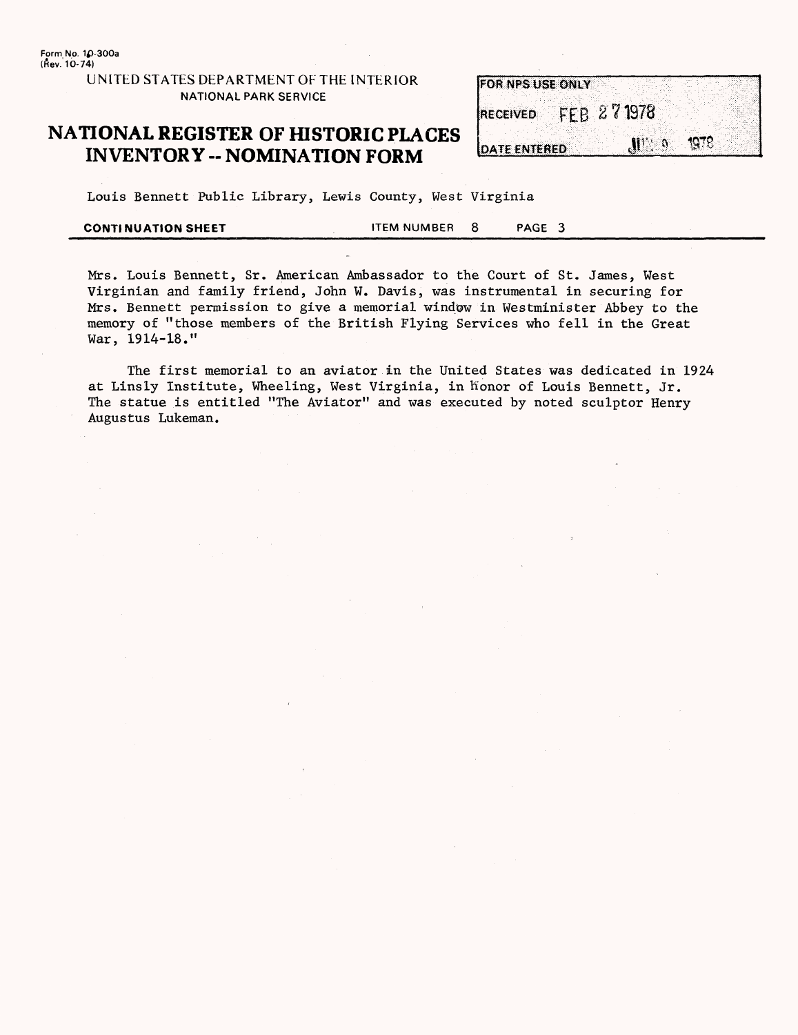Form No. 10-300a
(Rev. 10-74)

UNITED STATES DEPARTMENT OF THE INTERIOR
NATIONAL PARK SERVICE

# NATIONAL REGISTER OF HISTORIC PLACES INVENTORY -- NOMINATION FORM

| FOR NPS USE ONLY | |
|---|---|
| RECEIVED | FEB 27 1978 |
| DATE ENTERED | JUN 9 1978 |

Louis Bennett Public Library, Lewis County, West Virginia

**CONTINUATION SHEET** ITEM NUMBER 8 PAGE 3

Mrs. Louis Bennett, Sr. American Ambassador to the Court of St. James, West Virginian and family friend, John W. Davis, was instrumental in securing for Mrs. Bennett permission to give a memorial window in Westminister Abbey to the memory of "those members of the British Flying Services who fell in the Great War, 1914-18."

The first memorial to an aviator in the United States was dedicated in 1924 at Linsly Institute, Wheeling, West Virginia, in honor of Louis Bennett, Jr. The statue is entitled "The Aviator" and was executed by noted sculptor Henry Augustus Lukeman.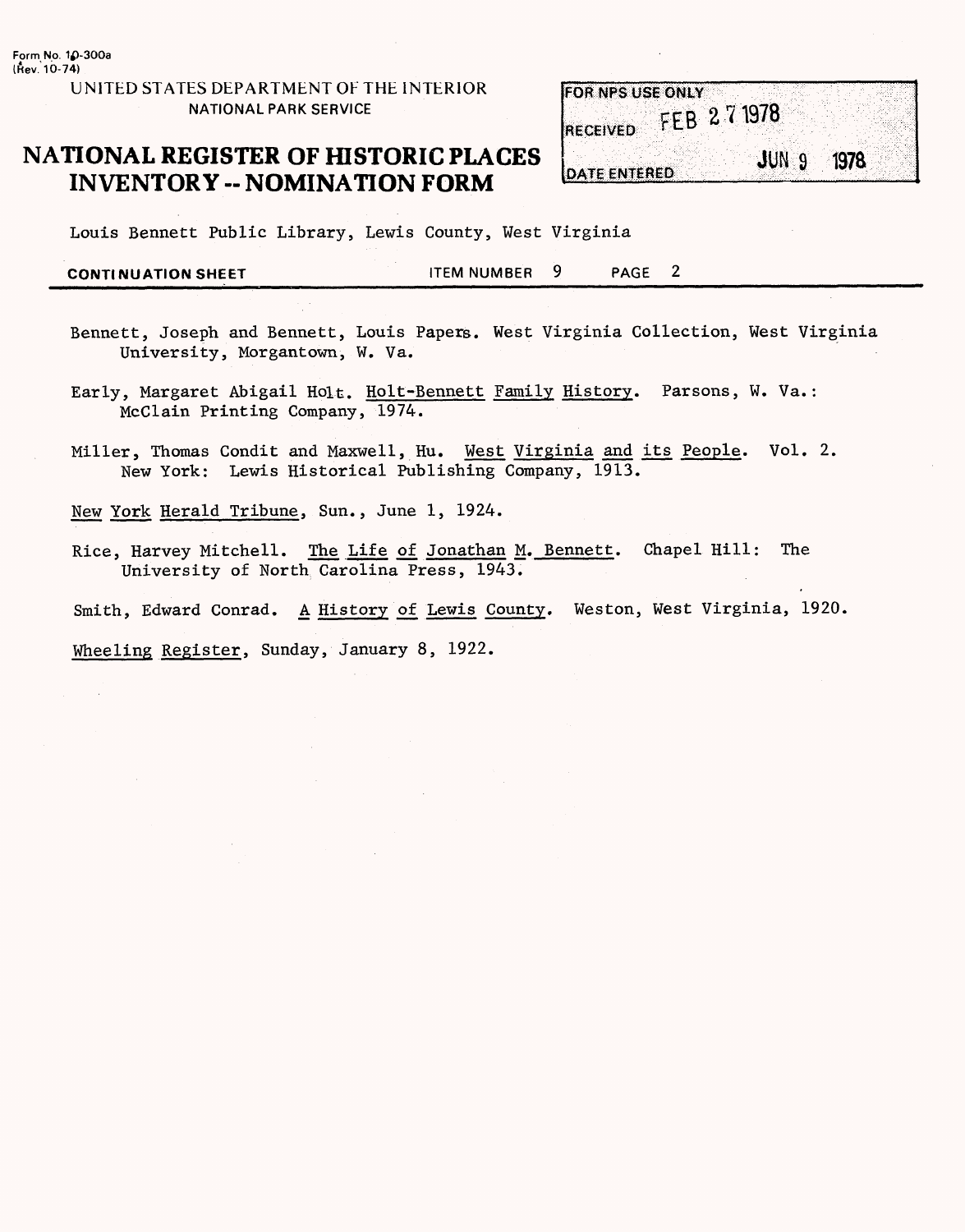Form No. 10-300a
(Rev. 10-74)

UNITED STATES DEPARTMENT OF THE INTERIOR
NATIONAL PARK SERVICE

# NATIONAL REGISTER OF HISTORIC PLACES INVENTORY -- NOMINATION FORM

| FOR NPS USE ONLY | |
|---|---|
| RECEIVED | FEB 27 1978 |
| DATE ENTERED | JUN 9 1978 |

Louis Bennett Public Library, Lewis County, West Virginia

**CONTINUATION SHEET** ITEM NUMBER 9 PAGE 2

Bennett, Joseph and Bennett, Louis Papers. West Virginia Collection, West Virginia University, Morgantown, W. Va.

Early, Margaret Abigail Holt. Holt-Bennett Family History. Parsons, W. Va.: McClain Printing Company, 1974.

Miller, Thomas Condit and Maxwell, Hu. West Virginia and its People. Vol. 2. New York: Lewis Historical Publishing Company, 1913.

New York Herald Tribune, Sun., June 1, 1924.

Rice, Harvey Mitchell. The Life of Jonathan M. Bennett. Chapel Hill: The University of North Carolina Press, 1943.

Smith, Edward Conrad. A History of Lewis County. Weston, West Virginia, 1920.

Wheeling Register, Sunday, January 8, 1922.